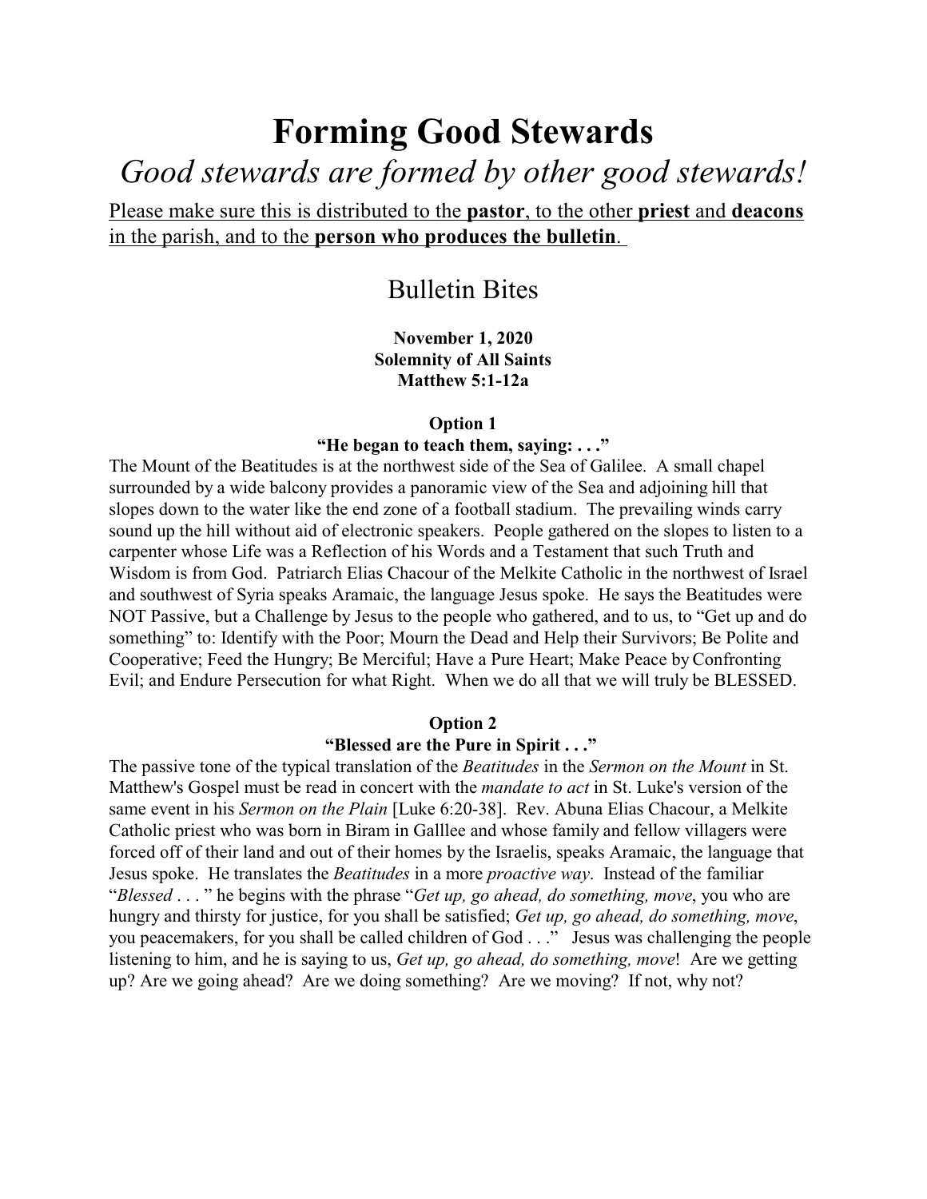# Forming Good Stewards

*Good stewards are formed by other good stewards!*

Please make sure this is distributed to the **pastor**, to the other **priest** and **deacons** in the parish, and to the **person who produces the bulletin**.

## Bulletin Bites

**November 1, 2020**
**Solemnity of All Saints**
**Matthew 5:1-12a**

### Option 1
**"He began to teach them, saying: . . ."**

The Mount of the Beatitudes is at the northwest side of the Sea of Galilee. A small chapel surrounded by a wide balcony provides a panoramic view of the Sea and adjoining hill that slopes down to the water like the end zone of a football stadium. The prevailing winds carry sound up the hill without aid of electronic speakers. People gathered on the slopes to listen to a carpenter whose Life was a Reflection of his Words and a Testament that such Truth and Wisdom is from God. Patriarch Elias Chacour of the Melkite Catholic in the northwest of Israel and southwest of Syria speaks Aramaic, the language Jesus spoke. He says the Beatitudes were NOT Passive, but a Challenge by Jesus to the people who gathered, and to us, to "Get up and do something" to: Identify with the Poor; Mourn the Dead and Help their Survivors; Be Polite and Cooperative; Feed the Hungry; Be Merciful; Have a Pure Heart; Make Peace by Confronting Evil; and Endure Persecution for what Right. When we do all that we will truly be BLESSED.

### Option 2
**"Blessed are the Pure in Spirit . . ."**

The passive tone of the typical translation of the *Beatitudes* in the *Sermon on the Mount* in St. Matthew's Gospel must be read in concert with the *mandate to act* in St. Luke's version of the same event in his *Sermon on the Plain* [Luke 6:20-38]. Rev. Abuna Elias Chacour, a Melkite Catholic priest who was born in Biram in Gallilee and whose family and fellow villagers were forced off of their land and out of their homes by the Israelis, speaks Aramaic, the language that Jesus spoke. He translates the *Beatitudes* in a more *proactive way*. Instead of the familiar "*Blessed* . . . " he begins with the phrase "*Get up, go ahead, do something, move*, you who are hungry and thirsty for justice, for you shall be satisfied; *Get up, go ahead, do something, move*, you peacemakers, for you shall be called children of God . . ." Jesus was challenging the people listening to him, and he is saying to us, *Get up, go ahead, do something, move*! Are we getting up? Are we going ahead? Are we doing something? Are we moving? If not, why not?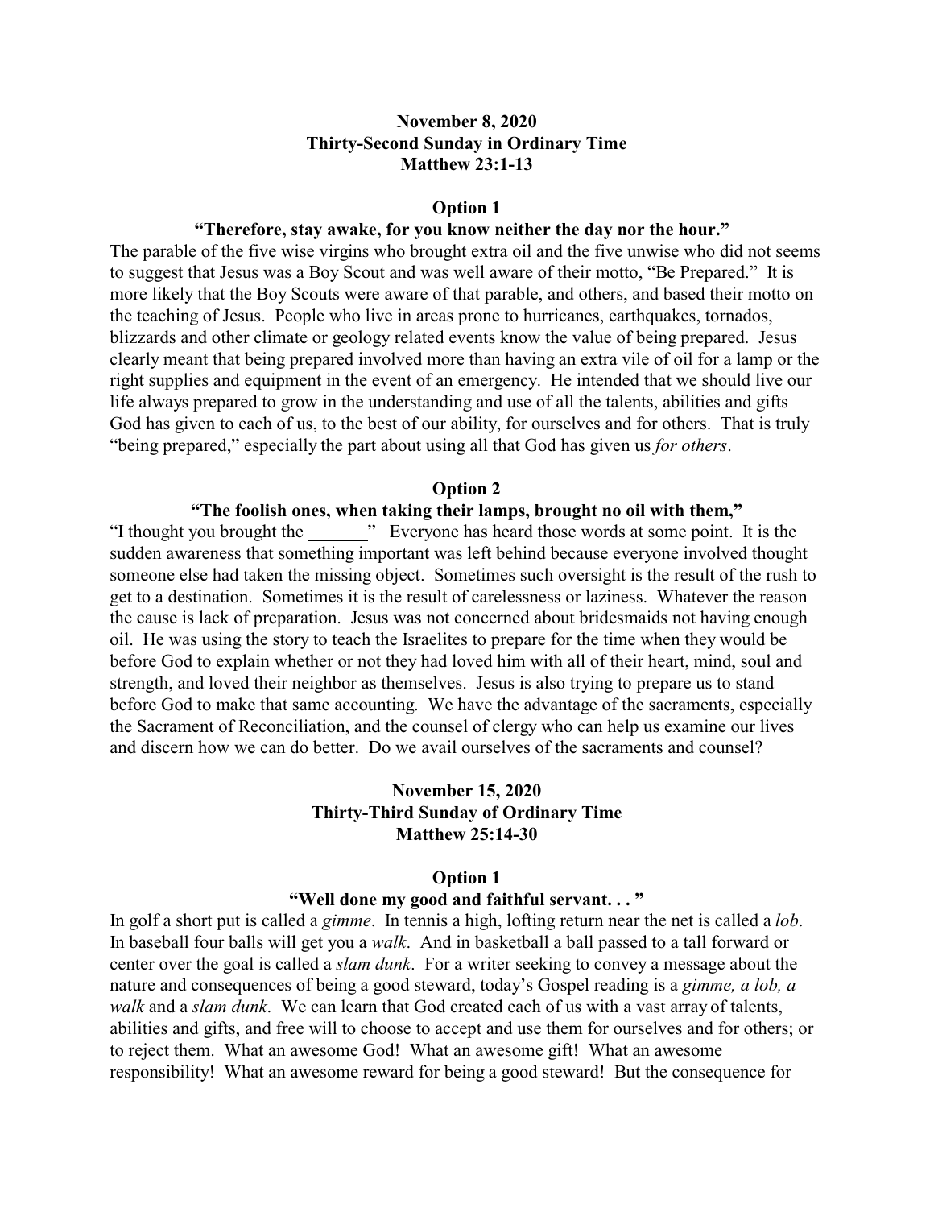**November 8, 2020**
**Thirty-Second Sunday in Ordinary Time**
**Matthew 23:1-13**

**Option 1**

**"Therefore, stay awake, for you know neither the day nor the hour."**

The parable of the five wise virgins who brought extra oil and the five unwise who did not seems to suggest that Jesus was a Boy Scout and was well aware of their motto, "Be Prepared." It is more likely that the Boy Scouts were aware of that parable, and others, and based their motto on the teaching of Jesus. People who live in areas prone to hurricanes, earthquakes, tornados, blizzards and other climate or geology related events know the value of being prepared. Jesus clearly meant that being prepared involved more than having an extra vile of oil for a lamp or the right supplies and equipment in the event of an emergency. He intended that we should live our life always prepared to grow in the understanding and use of all the talents, abilities and gifts God has given to each of us, to the best of our ability, for ourselves and for others. That is truly "being prepared," especially the part about using all that God has given us *for others*.

**Option 2**

**"The foolish ones, when taking their lamps, brought no oil with them,"**

"I thought you brought the _______" Everyone has heard those words at some point. It is the sudden awareness that something important was left behind because everyone involved thought someone else had taken the missing object. Sometimes such oversight is the result of the rush to get to a destination. Sometimes it is the result of carelessness or laziness. Whatever the reason the cause is lack of preparation. Jesus was not concerned about bridesmaids not having enough oil. He was using the story to teach the Israelites to prepare for the time when they would be before God to explain whether or not they had loved him with all of their heart, mind, soul and strength, and loved their neighbor as themselves. Jesus is also trying to prepare us to stand before God to make that same accounting. We have the advantage of the sacraments, especially the Sacrament of Reconciliation, and the counsel of clergy who can help us examine our lives and discern how we can do better. Do we avail ourselves of the sacraments and counsel?

**November 15, 2020**
**Thirty-Third Sunday of Ordinary Time**
**Matthew 25:14-30**

**Option 1**

**"Well done my good and faithful servant. . . "**

In golf a short put is called a *gimme*. In tennis a high, lofting return near the net is called a *lob*. In baseball four balls will get you a *walk*. And in basketball a ball passed to a tall forward or center over the goal is called a *slam dunk*. For a writer seeking to convey a message about the nature and consequences of being a good steward, today's Gospel reading is a *gimme, a lob, a walk* and a *slam dunk*. We can learn that God created each of us with a vast array of talents, abilities and gifts, and free will to choose to accept and use them for ourselves and for others; or to reject them. What an awesome God! What an awesome gift! What an awesome responsibility! What an awesome reward for being a good steward! But the consequence for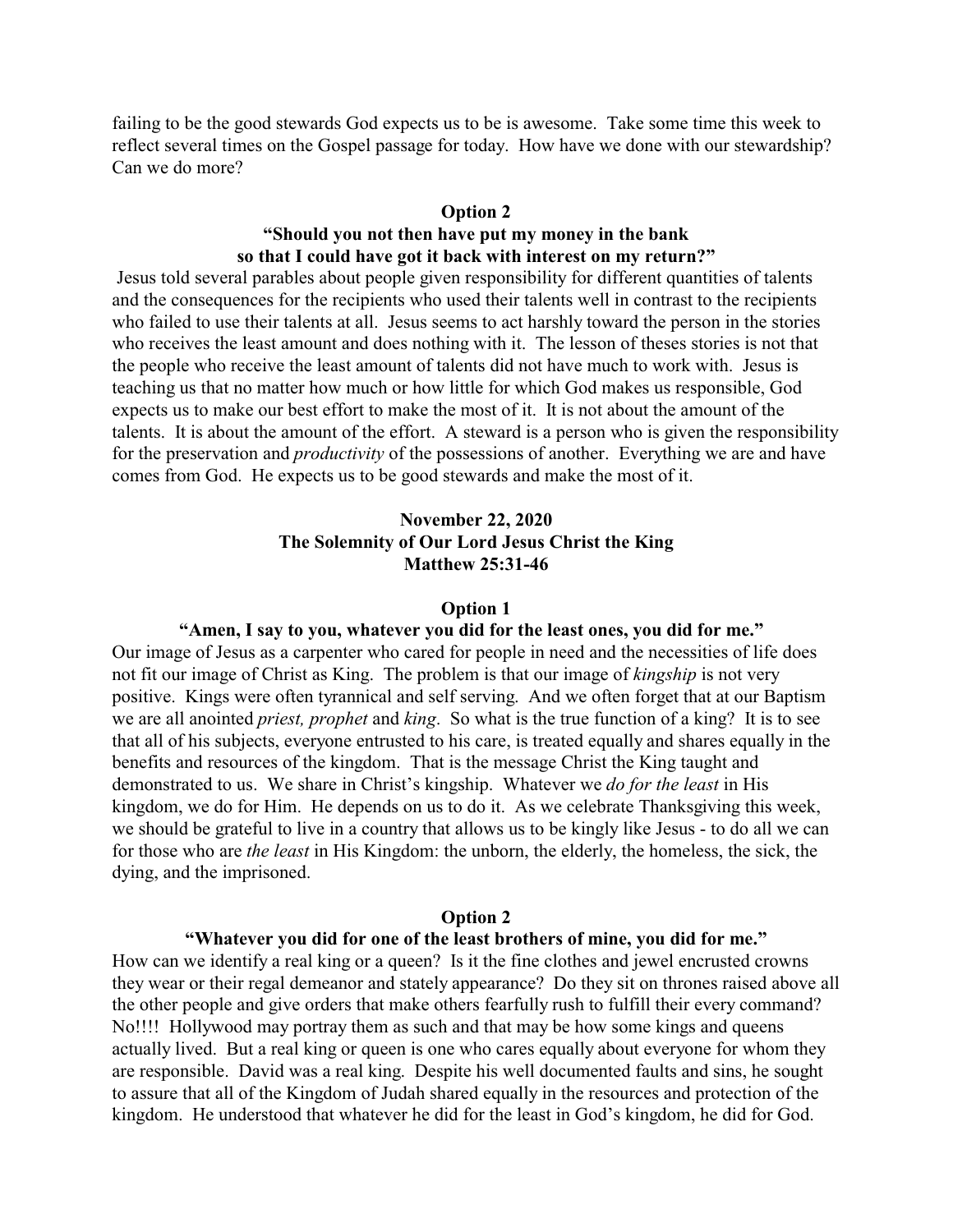failing to be the good stewards God expects us to be is awesome. Take some time this week to reflect several times on the Gospel passage for today. How have we done with our stewardship? Can we do more?

**Option 2**

**"Should you not then have put my money in the bank so that I could have got it back with interest on my return?"**

Jesus told several parables about people given responsibility for different quantities of talents and the consequences for the recipients who used their talents well in contrast to the recipients who failed to use their talents at all. Jesus seems to act harshly toward the person in the stories who receives the least amount and does nothing with it. The lesson of theses stories is not that the people who receive the least amount of talents did not have much to work with. Jesus is teaching us that no matter how much or how little for which God makes us responsible, God expects us to make our best effort to make the most of it. It is not about the amount of the talents. It is about the amount of the effort. A steward is a person who is given the responsibility for the preservation and *productivity* of the possessions of another. Everything we are and have comes from God. He expects us to be good stewards and make the most of it.

## November 22, 2020
## The Solemnity of Our Lord Jesus Christ the King
## Matthew 25:31-46

**Option 1**

**"Amen, I say to you, whatever you did for the least ones, you did for me."**

Our image of Jesus as a carpenter who cared for people in need and the necessities of life does not fit our image of Christ as King. The problem is that our image of *kingship* is not very positive. Kings were often tyrannical and self serving. And we often forget that at our Baptism we are all anointed *priest, prophet* and *king*. So what is the true function of a king? It is to see that all of his subjects, everyone entrusted to his care, is treated equally and shares equally in the benefits and resources of the kingdom. That is the message Christ the King taught and demonstrated to us. We share in Christ's kingship. Whatever we *do for the least* in His kingdom, we do for Him. He depends on us to do it. As we celebrate Thanksgiving this week, we should be grateful to live in a country that allows us to be kingly like Jesus - to do all we can for those who are *the least* in His Kingdom: the unborn, the elderly, the homeless, the sick, the dying, and the imprisoned.

**Option 2**

**"Whatever you did for one of the least brothers of mine, you did for me."**

How can we identify a real king or a queen? Is it the fine clothes and jewel encrusted crowns they wear or their regal demeanor and stately appearance? Do they sit on thrones raised above all the other people and give orders that make others fearfully rush to fulfill their every command? No!!!! Hollywood may portray them as such and that may be how some kings and queens actually lived. But a real king or queen is one who cares equally about everyone for whom they are responsible. David was a real king. Despite his well documented faults and sins, he sought to assure that all of the Kingdom of Judah shared equally in the resources and protection of the kingdom. He understood that whatever he did for the least in God's kingdom, he did for God.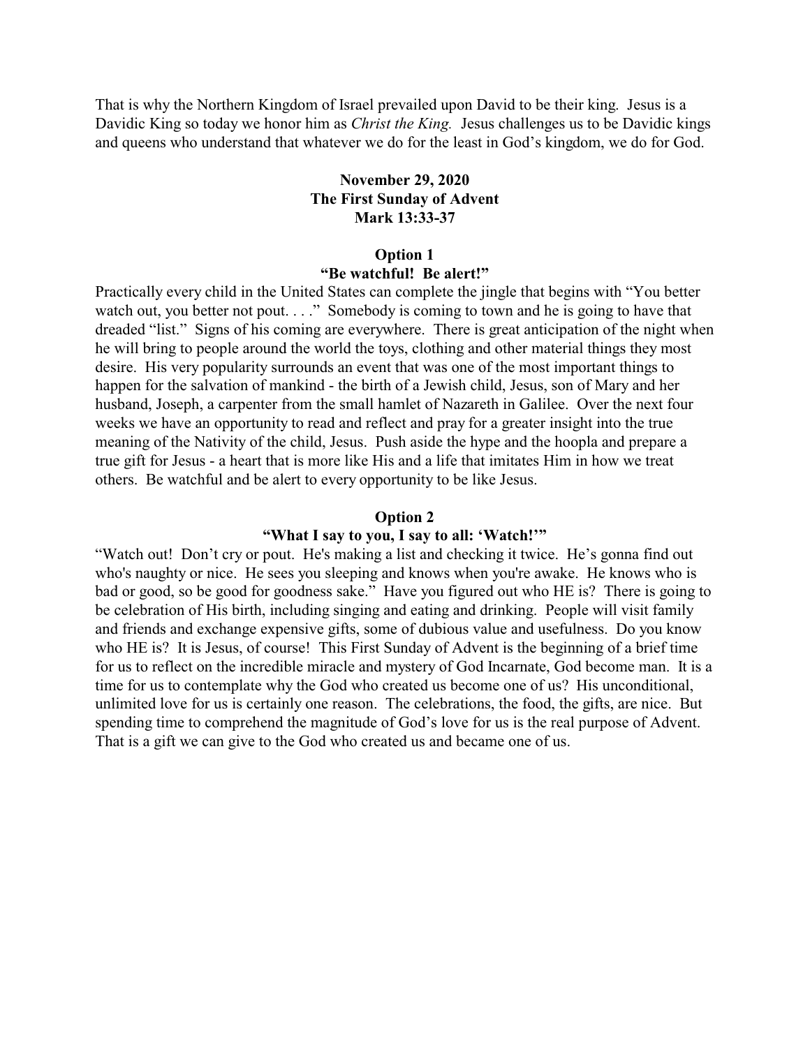That is why the Northern Kingdom of Israel prevailed upon David to be their king. Jesus is a Davidic King so today we honor him as *Christ the King.* Jesus challenges us to be Davidic kings and queens who understand that whatever we do for the least in God's kingdom, we do for God.

## November 29, 2020
## The First Sunday of Advent
## Mark 13:33-37

### Option 1
### "Be watchful! Be alert!"

Practically every child in the United States can complete the jingle that begins with "You better watch out, you better not pout. . . ." Somebody is coming to town and he is going to have that dreaded "list." Signs of his coming are everywhere. There is great anticipation of the night when he will bring to people around the world the toys, clothing and other material things they most desire. His very popularity surrounds an event that was one of the most important things to happen for the salvation of mankind - the birth of a Jewish child, Jesus, son of Mary and her husband, Joseph, a carpenter from the small hamlet of Nazareth in Galilee. Over the next four weeks we have an opportunity to read and reflect and pray for a greater insight into the true meaning of the Nativity of the child, Jesus. Push aside the hype and the hoopla and prepare a true gift for Jesus - a heart that is more like His and a life that imitates Him in how we treat others. Be watchful and be alert to every opportunity to be like Jesus.

### Option 2
### "What I say to you, I say to all: 'Watch!'"

"Watch out! Don't cry or pout. He's making a list and checking it twice. He's gonna find out who's naughty or nice. He sees you sleeping and knows when you're awake. He knows who is bad or good, so be good for goodness sake." Have you figured out who HE is? There is going to be celebration of His birth, including singing and eating and drinking. People will visit family and friends and exchange expensive gifts, some of dubious value and usefulness. Do you know who HE is? It is Jesus, of course! This First Sunday of Advent is the beginning of a brief time for us to reflect on the incredible miracle and mystery of God Incarnate, God become man. It is a time for us to contemplate why the God who created us become one of us? His unconditional, unlimited love for us is certainly one reason. The celebrations, the food, the gifts, are nice. But spending time to comprehend the magnitude of God's love for us is the real purpose of Advent. That is a gift we can give to the God who created us and became one of us.